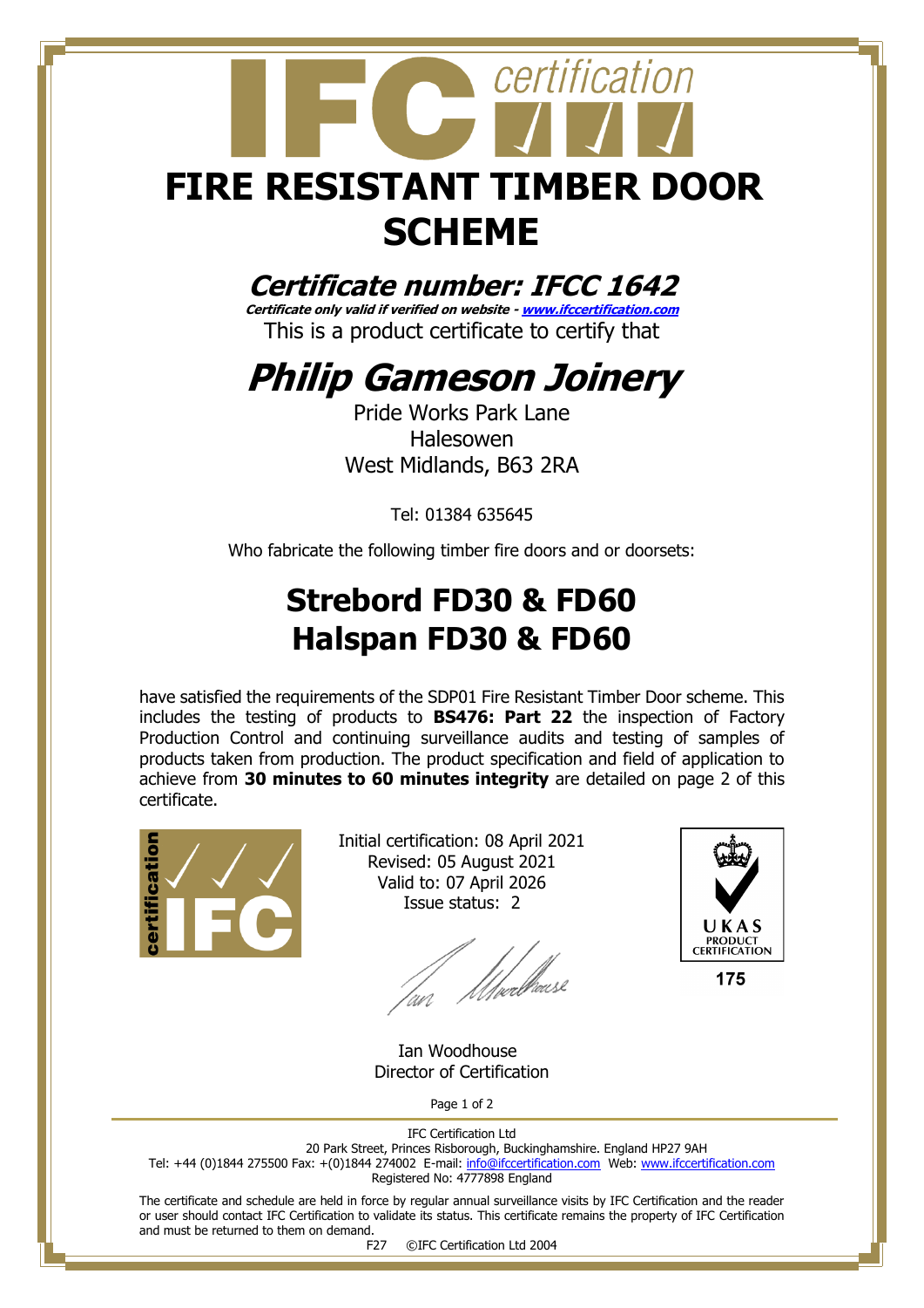# FIRE RESISTANT TIMBER DOOR SCHEME

## *Certificate number: IFCC 1642*

***Certificate only valid if verified on website - [www.ifccertification.com](www.ifccertification.com)***

This is a product certificate to certify that

# *Philip Gameson Joinery*

Pride Works Park Lane
Halesowen
West Midlands, B63 2RA

Tel: 01384 635645

Who fabricate the following timber fire doors and or doorsets:

## Strebord FD30 & FD60
## Halspan FD30 & FD60

have satisfied the requirements of the SDP01 Fire Resistant Timber Door scheme. This includes the testing of products to **BS476: Part 22** the inspection of Factory Production Control and continuing surveillance audits and testing of samples of products taken from production. The product specification and field of application to achieve from **30 minutes to 60 minutes integrity** are detailed on page 2 of this certificate.

Initial certification: 08 April 2021
Revised: 05 August 2021
Valid to: 07 April 2026
Issue status: 2

Ian Woodhouse
Director of Certification

UKAS PRODUCT CERTIFICATION
175

IFC Certification Ltd
20 Park Street, Princes Risborough, Buckinghamshire. England HP27 9AH
Tel: +44 (0)1844 275500 Fax: +(0)1844 274002 E-mail: info@ifccertification.com Web: www.ifccertification.com
Registered No: 4777898 England

The certificate and schedule are held in force by regular annual surveillance visits by IFC Certification and the reader or user should contact IFC Certification to validate its status. This certificate remains the property of IFC Certification and must be returned to them on demand.

F27 ©IFC Certification Ltd 2004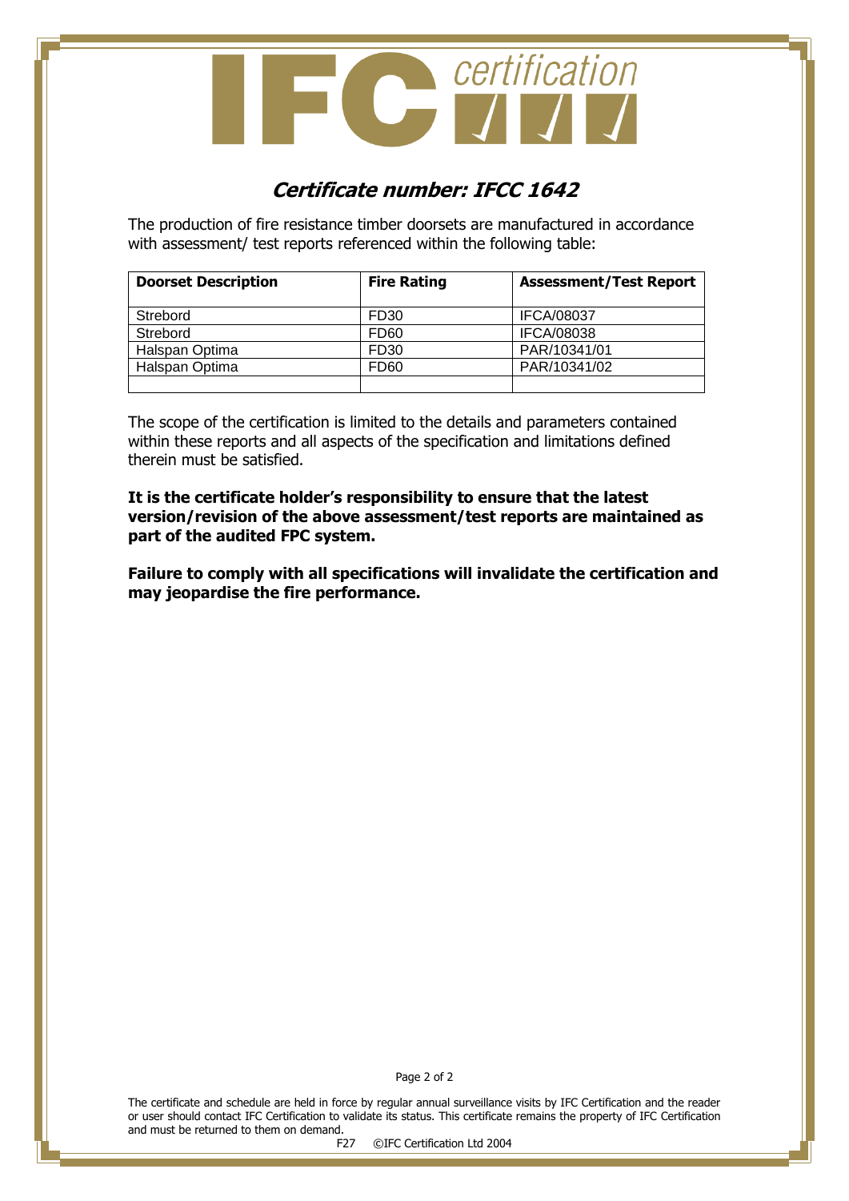## *Certificate number: IFCC 1642*

The production of fire resistance timber doorsets are manufactured in accordance with assessment/ test reports referenced within the following table:

| Doorset Description | Fire Rating | Assessment/Test Report |
|---|---|---|
| Strebord | FD30 | IFCA/08037 |
| Strebord | FD60 | IFCA/08038 |
| Halspan Optima | FD30 | PAR/10341/01 |
| Halspan Optima | FD60 | PAR/10341/02 |
| | | |

The scope of the certification is limited to the details and parameters contained within these reports and all aspects of the specification and limitations defined therein must be satisfied.

**It is the certificate holder's responsibility to ensure that the latest version/revision of the above assessment/test reports are maintained as part of the audited FPC system.**

**Failure to comply with all specifications will invalidate the certification and may jeopardise the fire performance.**

The certificate and schedule are held in force by regular annual surveillance visits by IFC Certification and the reader or user should contact IFC Certification to validate its status. This certificate remains the property of IFC Certification and must be returned to them on demand.

F27 ©IFC Certification Ltd 2004